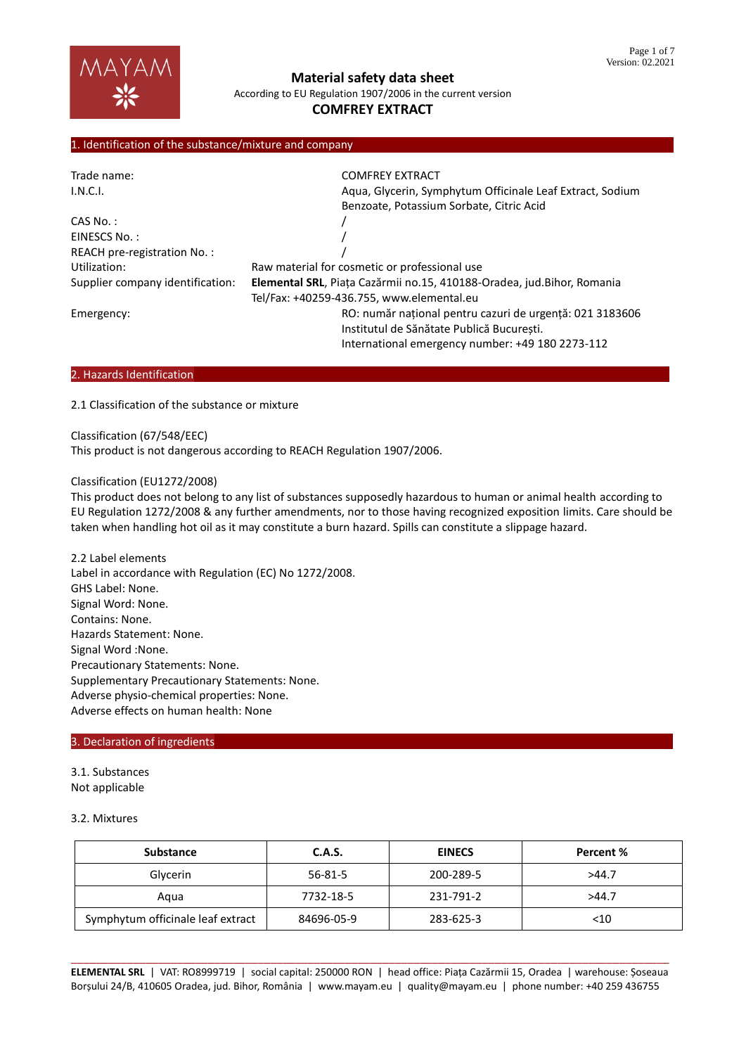# Material safety data sheet

According to EU Regulation 1907/2006 in the current version

**COMFREY EXTRACT**

## 1. Identification of the substance/mixture and company

| | |
|---|---|
| Trade name: | COMFREY EXTRACT |
| I.N.C.I. | Aqua, Glycerin, Symphytum Officinale Leaf Extract, Sodium Benzoate, Potassium Sorbate, Citric Acid |
| CAS No. : | / |
| EINESCS No. : | / |
| REACH pre-registration No. : | / |
| Utilization: | Raw material for cosmetic or professional use |
| Supplier company identification: | **Elemental SRL**, Piața Cazărmii no.15, 410188-Oradea, jud.Bihor, Romania<br>Tel/Fax: +40259-436.755, www.elemental.eu |
| Emergency: | RO: număr național pentru cazuri de urgență: 021 3183606<br>Institutul de Sănătate Publică București.<br>International emergency number: +49 180 2273-112 |

## 2. Hazards Identification

2.1 Classification of the substance or mixture

Classification (67/548/EEC)
This product is not dangerous according to REACH Regulation 1907/2006.

Classification (EU1272/2008)
This product does not belong to any list of substances supposedly hazardous to human or animal health according to EU Regulation 1272/2008 & any further amendments, nor to those having recognized exposition limits. Care should be taken when handling hot oil as it may constitute a burn hazard. Spills can constitute a slippage hazard.

2.2 Label elements
Label in accordance with Regulation (EC) No 1272/2008.
GHS Label: None.
Signal Word: None.
Contains: None.
Hazards Statement: None.
Signal Word :None.
Precautionary Statements: None.
Supplementary Precautionary Statements: None.
Adverse physio-chemical properties: None.
Adverse effects on human health: None

## 3. Declaration of ingredients

3.1. Substances
Not applicable

3.2. Mixtures

| Substance | C.A.S. | EINECS | Percent % |
|---|---|---|---|
| Glycerin | 56-81-5 | 200-289-5 | >44.7 |
| Aqua | 7732-18-5 | 231-791-2 | >44.7 |
| Symphytum officinale leaf extract | 84696-05-9 | 283-625-3 | <10 |

**ELEMENTAL SRL** | VAT: RO8999719 | social capital: 250000 RON | head office: Piața Cazărmii 15, Oradea | warehouse: Șoseaua Borșului 24/B, 410605 Oradea, jud. Bihor, România | www.mayam.eu | quality@mayam.eu | phone number: +40 259 436755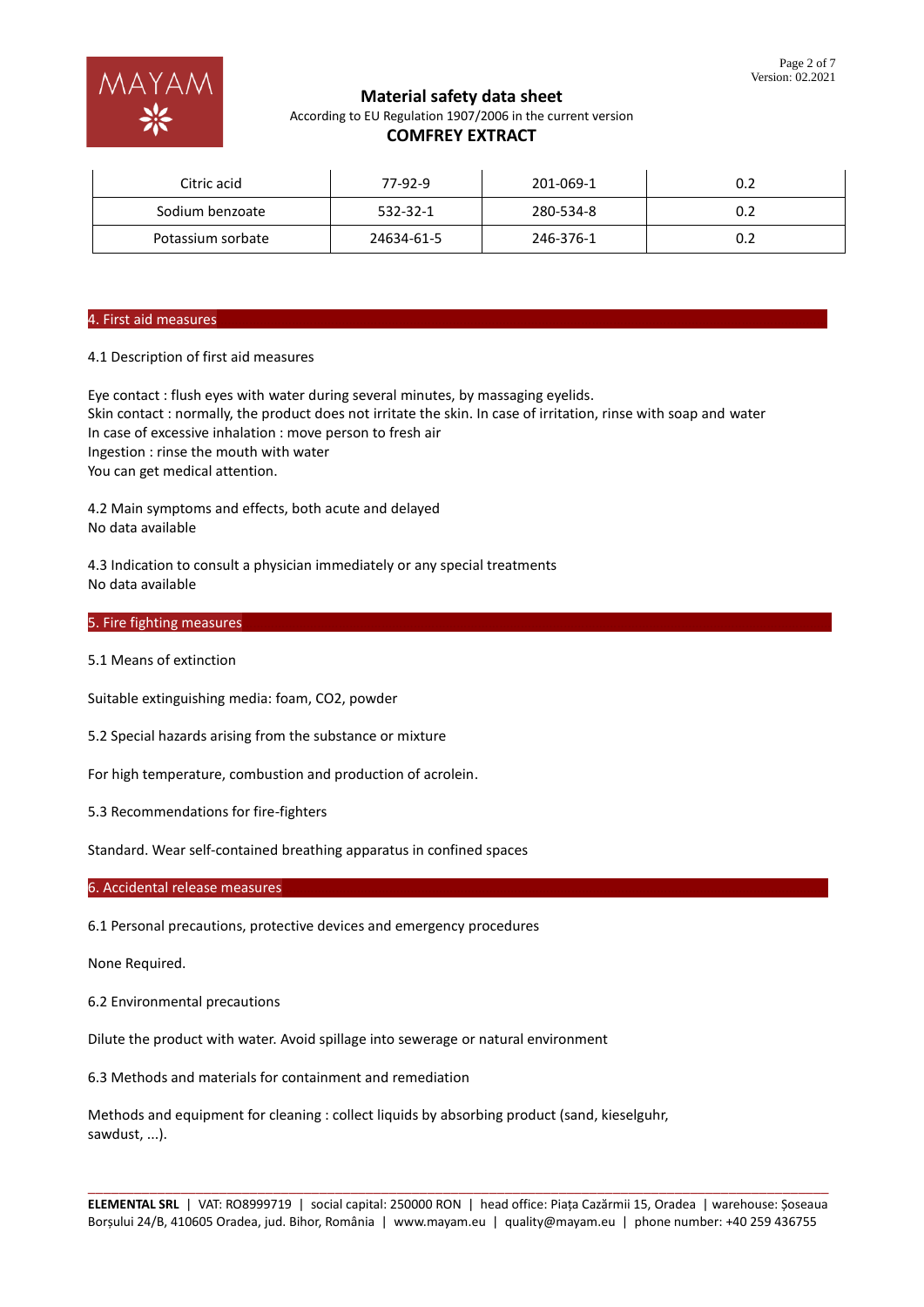| Citric acid | 77-92-9 | 201-069-1 | 0.2 |
|---|---|---|---|
| Sodium benzoate | 532-32-1 | 280-534-8 | 0.2 |
| Potassium sorbate | 24634-61-5 | 246-376-1 | 0.2 |

## 4. First aid measures

4.1 Description of first aid measures

Eye contact : flush eyes with water during several minutes, by massaging eyelids.
Skin contact : normally, the product does not irritate the skin. In case of irritation, rinse with soap and water
In case of excessive inhalation : move person to fresh air
Ingestion : rinse the mouth with water
You can get medical attention.

4.2 Main symptoms and effects, both acute and delayed
No data available

4.3 Indication to consult a physician immediately or any special treatments
No data available

## 5. Fire fighting measures

5.1 Means of extinction

Suitable extinguishing media: foam, $CO_2$, powder

5.2 Special hazards arising from the substance or mixture

For high temperature, combustion and production of acrolein.

5.3 Recommendations for fire-fighters

Standard. Wear self-contained breathing apparatus in confined spaces

## 6. Accidental release measures

6.1 Personal precautions, protective devices and emergency procedures

None Required.

6.2 Environmental precautions

Dilute the product with water. Avoid spillage into sewerage or natural environment

6.3 Methods and materials for containment and remediation

Methods and equipment for cleaning : collect liquids by absorbing product (sand, kieselguhr, sawdust, ...).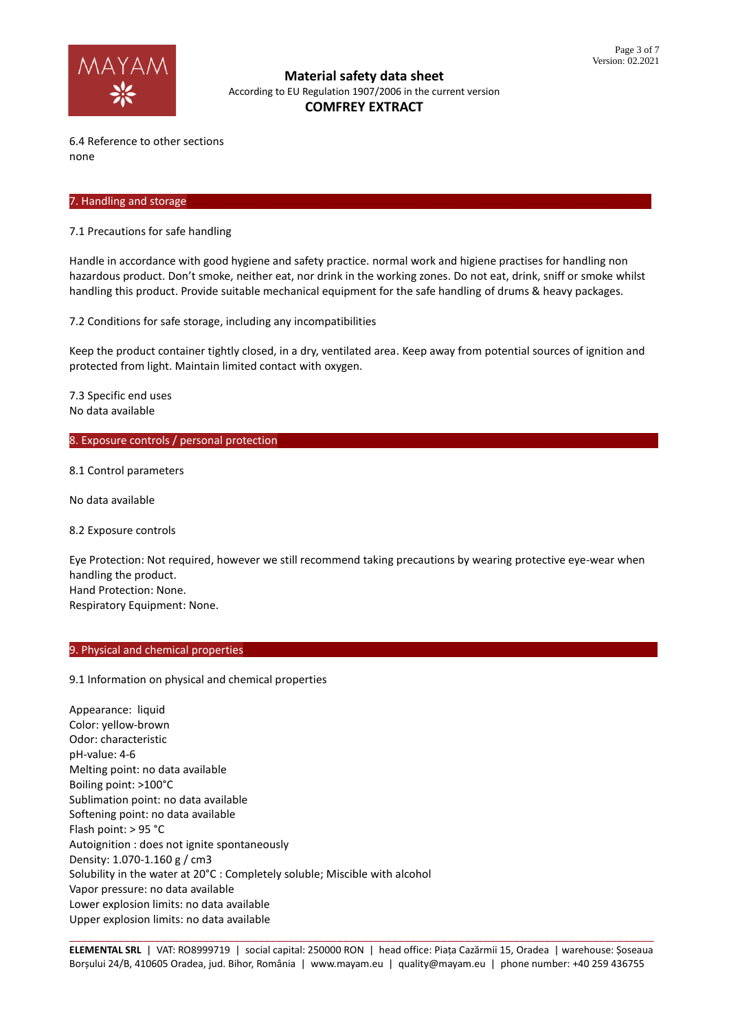6.4 Reference to other sections
none

## 7. Handling and storage

7.1 Precautions for safe handling

Handle in accordance with good hygiene and safety practice. normal work and higiene practises for handling non hazardous product. Don't smoke, neither eat, nor drink in the working zones. Do not eat, drink, sniff or smoke whilst handling this product. Provide suitable mechanical equipment for the safe handling of drums & heavy packages.

7.2 Conditions for safe storage, including any incompatibilities

Keep the product container tightly closed, in a dry, ventilated area. Keep away from potential sources of ignition and protected from light. Maintain limited contact with oxygen.

7.3 Specific end uses
No data available

## 8. Exposure controls / personal protection

8.1 Control parameters

No data available

8.2 Exposure controls

Eye Protection: Not required, however we still recommend taking precautions by wearing protective eye-wear when handling the product.
Hand Protection: None.
Respiratory Equipment: None.

## 9. Physical and chemical properties

9.1 Information on physical and chemical properties

Appearance: liquid
Color: yellow-brown
Odor: characteristic
pH-value: 4-6
Melting point: no data available
Boiling point: >100°C
Sublimation point: no data available
Softening point: no data available
Flash point: > 95 °C
Autoignition : does not ignite spontaneously
Density: 1.070-1.160 g / cm3
Solubility in the water at 20°C : Completely soluble; Miscible with alcohol
Vapor pressure: no data available
Lower explosion limits: no data available
Upper explosion limits: no data available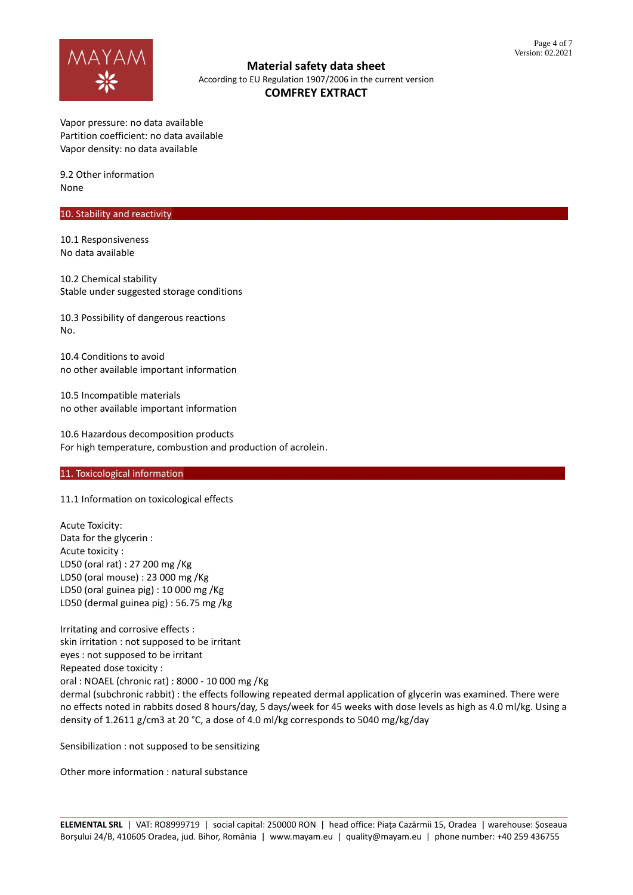Vapor pressure: no data available
Partition coefficient: no data available
Vapor density: no data available

9.2 Other information
None

## 10. Stability and reactivity

10.1 Responsiveness
No data available

10.2 Chemical stability
Stable under suggested storage conditions

10.3 Possibility of dangerous reactions
No.

10.4 Conditions to avoid
no other available important information

10.5 Incompatible materials
no other available important information

10.6 Hazardous decomposition products
For high temperature, combustion and production of acrolein.

## 11. Toxicological information

11.1 Information on toxicological effects

Acute Toxicity:
Data for the glycerin :
Acute toxicity :
LD50 (oral rat) : 27 200 mg /Kg
LD50 (oral mouse) : 23 000 mg /Kg
LD50 (oral guinea pig) : 10 000 mg /Kg
LD50 (dermal guinea pig) : 56.75 mg /kg

Irritating and corrosive effects :
skin irritation : not supposed to be irritant
eyes : not supposed to be irritant
Repeated dose toxicity :
oral : NOAEL (chronic rat) : 8000 - 10 000 mg /Kg
dermal (subchronic rabbit) : the effects following repeated dermal application of glycerin was examined. There were no effects noted in rabbits dosed 8 hours/day, 5 days/week for 45 weeks with dose levels as high as 4.0 ml/kg. Using a density of 1.2611 g/cm3 at 20 °C, a dose of 4.0 ml/kg corresponds to 5040 mg/kg/day

Sensibilization : not supposed to be sensitizing

Other more information : natural substance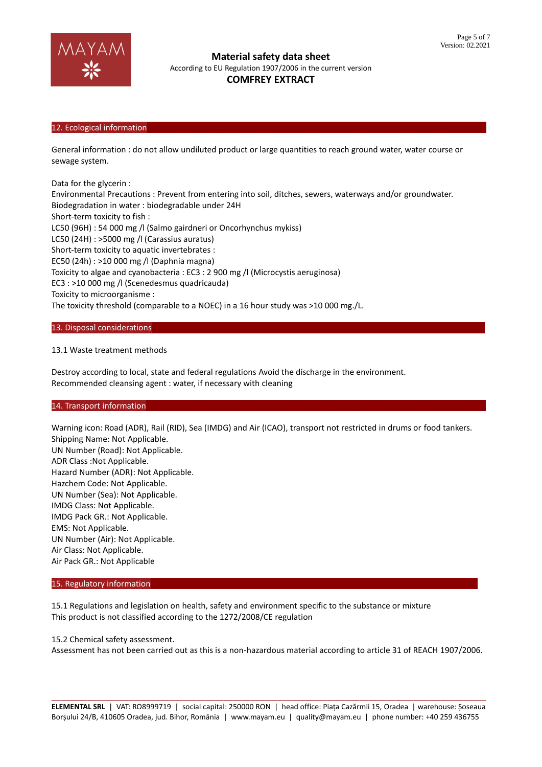## 12. Ecological information

General information : do not allow undiluted product or large quantities to reach ground water, water course or sewage system.

Data for the glycerin :
Environmental Precautions : Prevent from entering into soil, ditches, sewers, waterways and/or groundwater.
Biodegradation in water : biodegradable under 24H
Short-term toxicity to fish :
LC50 (96H) : 54 000 mg /l (Salmo gairdneri or Oncorhynchus mykiss)
LC50 (24H) : >5000 mg /l (Carassius auratus)
Short-term toxicity to aquatic invertebrates :
EC50 (24h) : >10 000 mg /l (Daphnia magna)
Toxicity to algae and cyanobacteria : EC3 : 2 900 mg /l (Microcystis aeruginosa)
EC3 : >10 000 mg /l (Scenedesmus quadricauda)
Toxicity to microorganisme :
The toxicity threshold (comparable to a NOEC) in a 16 hour study was >10 000 mg./L.

## 13. Disposal considerations

13.1 Waste treatment methods

Destroy according to local, state and federal regulations Avoid the discharge in the environment.
Recommended cleansing agent : water, if necessary with cleaning

## 14. Transport information

Warning icon: Road (ADR), Rail (RID), Sea (IMDG) and Air (ICAO), transport not restricted in drums or food tankers.
Shipping Name: Not Applicable.
UN Number (Road): Not Applicable.
ADR Class :Not Applicable.
Hazard Number (ADR): Not Applicable.
Hazchem Code: Not Applicable.
UN Number (Sea): Not Applicable.
IMDG Class: Not Applicable.
IMDG Pack GR.: Not Applicable.
EMS: Not Applicable.
UN Number (Air): Not Applicable.
Air Class: Not Applicable.
Air Pack GR.: Not Applicable

## 15. Regulatory information

15.1 Regulations and legislation on health, safety and environment specific to the substance or mixture
This product is not classified according to the 1272/2008/CE regulation

15.2 Chemical safety assessment.
Assessment has not been carried out as this is a non-hazardous material according to article 31 of REACH 1907/2006.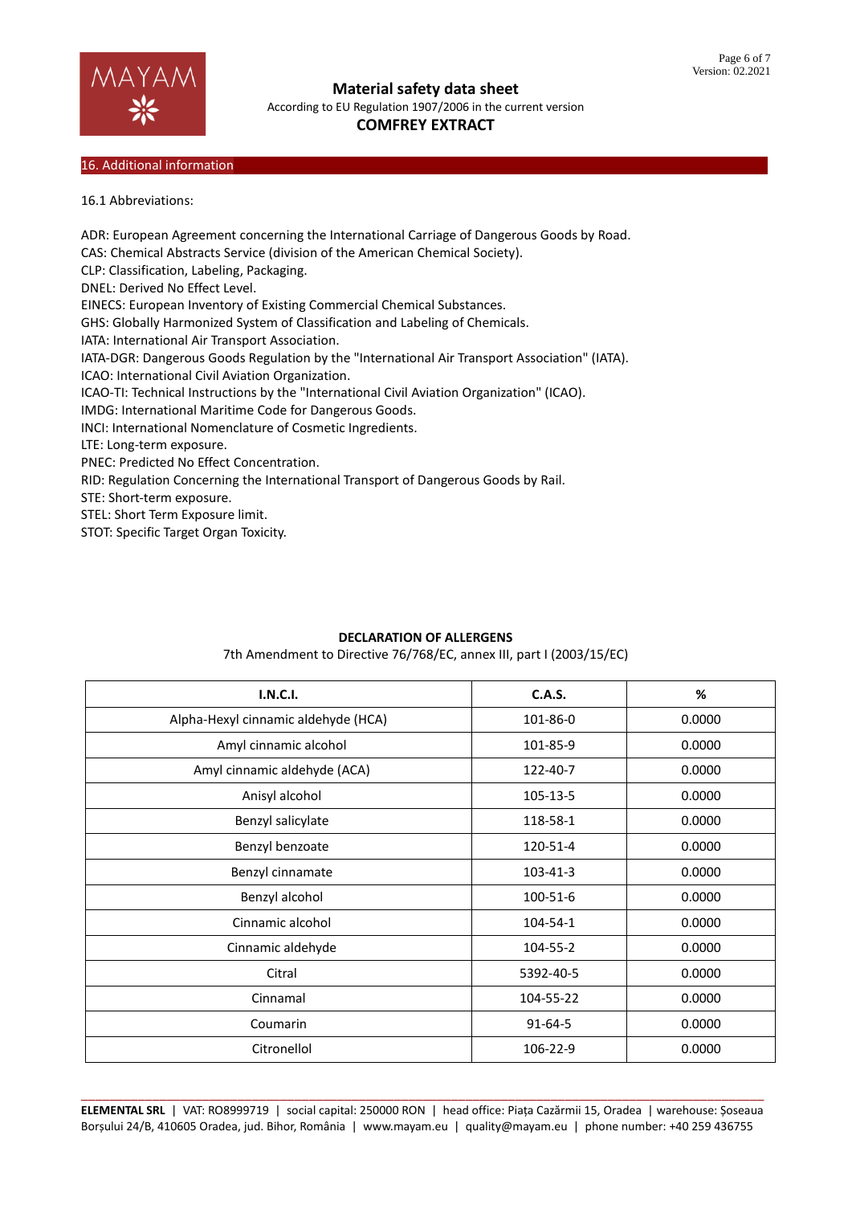## 16. Additional information

16.1 Abbreviations:

ADR: European Agreement concerning the International Carriage of Dangerous Goods by Road.
CAS: Chemical Abstracts Service (division of the American Chemical Society).
CLP: Classification, Labeling, Packaging.
DNEL: Derived No Effect Level.
EINECS: European Inventory of Existing Commercial Chemical Substances.
GHS: Globally Harmonized System of Classification and Labeling of Chemicals.
IATA: International Air Transport Association.
IATA-DGR: Dangerous Goods Regulation by the "International Air Transport Association" (IATA).
ICAO: International Civil Aviation Organization.
ICAO-TI: Technical Instructions by the "International Civil Aviation Organization" (ICAO).
IMDG: International Maritime Code for Dangerous Goods.
INCI: International Nomenclature of Cosmetic Ingredients.
LTE: Long-term exposure.
PNEC: Predicted No Effect Concentration.
RID: Regulation Concerning the International Transport of Dangerous Goods by Rail.
STE: Short-term exposure.
STEL: Short Term Exposure limit.
STOT: Specific Target Organ Toxicity.

**DECLARATION OF ALLERGENS**

7th Amendment to Directive 76/768/EC, annex III, part I (2003/15/EC)

| I.N.C.I. | C.A.S. | % |
|---|---|---|
| Alpha-Hexyl cinnamic aldehyde (HCA) | 101-86-0 | 0.0000 |
| Amyl cinnamic alcohol | 101-85-9 | 0.0000 |
| Amyl cinnamic aldehyde (ACA) | 122-40-7 | 0.0000 |
| Anisyl alcohol | 105-13-5 | 0.0000 |
| Benzyl salicylate | 118-58-1 | 0.0000 |
| Benzyl benzoate | 120-51-4 | 0.0000 |
| Benzyl cinnamate | 103-41-3 | 0.0000 |
| Benzyl alcohol | 100-51-6 | 0.0000 |
| Cinnamic alcohol | 104-54-1 | 0.0000 |
| Cinnamic aldehyde | 104-55-2 | 0.0000 |
| Citral | 5392-40-5 | 0.0000 |
| Cinnamal | 104-55-22 | 0.0000 |
| Coumarin | 91-64-5 | 0.0000 |
| Citronellol | 106-22-9 | 0.0000 |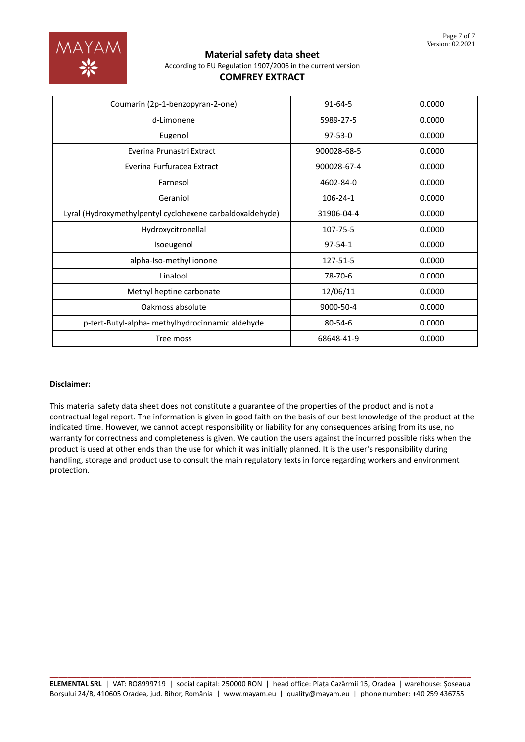| | | |
|---|---|---|
| Coumarin (2p-1-benzopyran-2-one) | 91-64-5 | 0.0000 |
| d-Limonene | 5989-27-5 | 0.0000 |
| Eugenol | 97-53-0 | 0.0000 |
| Everina Prunastri Extract | 900028-68-5 | 0.0000 |
| Everina Furfuracea Extract | 900028-67-4 | 0.0000 |
| Farnesol | 4602-84-0 | 0.0000 |
| Geraniol | 106-24-1 | 0.0000 |
| Lyral (Hydroxymethylpentyl cyclohexene carbaldoxaldehyde) | 31906-04-4 | 0.0000 |
| Hydroxycitronellal | 107-75-5 | 0.0000 |
| Isoeugenol | 97-54-1 | 0.0000 |
| alpha-Iso-methyl ionone | 127-51-5 | 0.0000 |
| Linalool | 78-70-6 | 0.0000 |
| Methyl heptine carbonate | 12/06/11 | 0.0000 |
| Oakmoss absolute | 9000-50-4 | 0.0000 |
| p-tert-Butyl-alpha- methylhydrocinnamic aldehyde | 80-54-6 | 0.0000 |
| Tree moss | 68648-41-9 | 0.0000 |

**Disclaimer:**

This material safety data sheet does not constitute a guarantee of the properties of the product and is not a contractual legal report. The information is given in good faith on the basis of our best knowledge of the product at the indicated time. However, we cannot accept responsibility or liability for any consequences arising from its use, no warranty for correctness and completeness is given. We caution the users against the incurred possible risks when the product is used at other ends than the use for which it was initially planned. It is the user's responsibility during handling, storage and product use to consult the main regulatory texts in force regarding workers and environment protection.